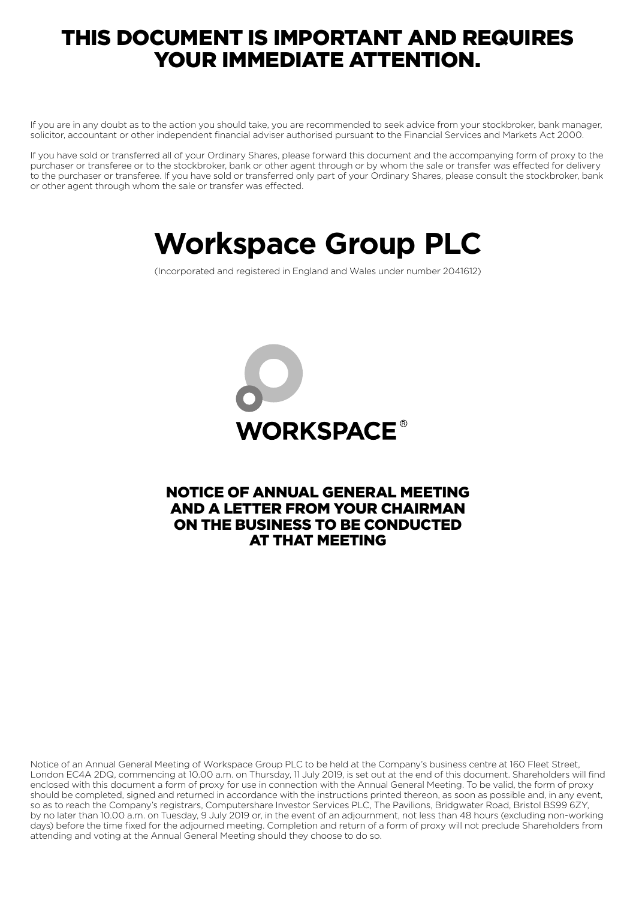# THIS DOCUMENT IS IMPORTANT AND REQUIRES YOUR IMMEDIATE ATTENTION.

If you are in any doubt as to the action you should take, you are recommended to seek advice from your stockbroker, bank manager, solicitor, accountant or other independent financial adviser authorised pursuant to the Financial Services and Markets Act 2000.

If you have sold or transferred all of your Ordinary Shares, please forward this document and the accompanying form of proxy to the purchaser or transferee or to the stockbroker, bank or other agent through or by whom the sale or transfer was effected for delivery to the purchaser or transferee. If you have sold or transferred only part of your Ordinary Shares, please consult the stockbroker, bank or other agent through whom the sale or transfer was effected.

# Workspace Group PLC

(Incorporated and registered in England and Wales under number 2041612)

WORKSPACE®

## NOTICE OF ANNUAL GENERAL MEETING AND A LETTER FROM YOUR CHAIRMAN ON THE BUSINESS TO BE CONDUCTED AT THAT MEETING

Notice of an Annual General Meeting of Workspace Group PLC to be held at the Company's business centre at 160 Fleet Street, London EC4A 2DQ, commencing at 10.00 a.m. on Thursday, 11 July 2019, is set out at the end of this document. Shareholders will find enclosed with this document a form of proxy for use in connection with the Annual General Meeting. To be valid, the form of proxy should be completed, signed and returned in accordance with the instructions printed thereon, as soon as possible and, in any event, so as to reach the Company's registrars, Computershare Investor Services PLC, The Pavilions, Bridgwater Road, Bristol BS99 6ZY, by no later than 10.00 a.m. on Tuesday, 9 July 2019 or, in the event of an adjournment, not less than 48 hours (excluding non-working days) before the time fixed for the adjourned meeting. Completion and return of a form of proxy will not preclude Shareholders from attending and voting at the Annual General Meeting should they choose to do so.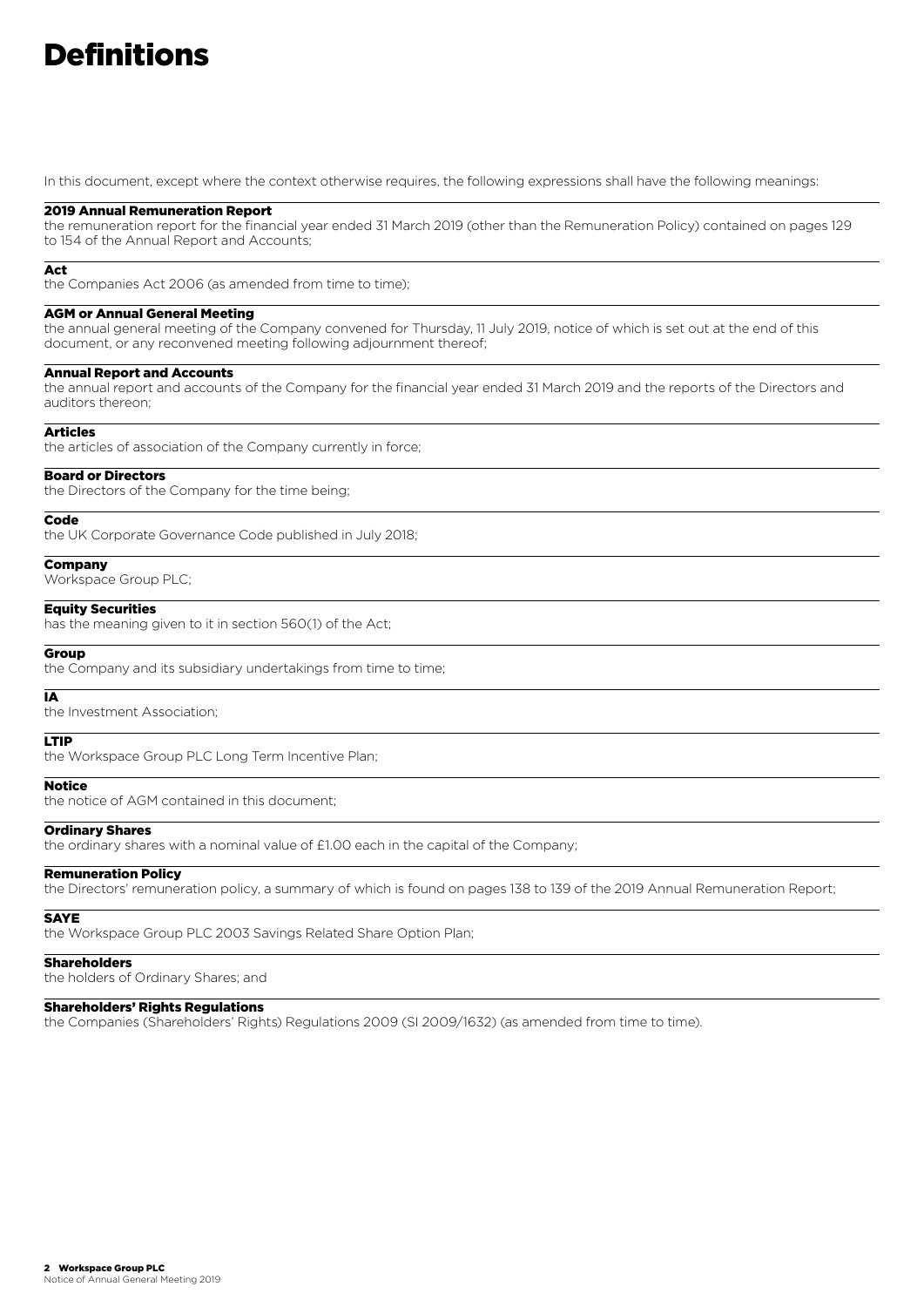# Definitions

In this document, except where the context otherwise requires, the following expressions shall have the following meanings:

**2019 Annual Remuneration Report**
the remuneration report for the financial year ended 31 March 2019 (other than the Remuneration Policy) contained on pages 129 to 154 of the Annual Report and Accounts;

**Act**
the Companies Act 2006 (as amended from time to time);

**AGM or Annual General Meeting**
the annual general meeting of the Company convened for Thursday, 11 July 2019, notice of which is set out at the end of this document, or any reconvened meeting following adjournment thereof;

**Annual Report and Accounts**
the annual report and accounts of the Company for the financial year ended 31 March 2019 and the reports of the Directors and auditors thereon;

**Articles**
the articles of association of the Company currently in force;

**Board or Directors**
the Directors of the Company for the time being;

**Code**
the UK Corporate Governance Code published in July 2018;

**Company**
Workspace Group PLC;

**Equity Securities**
has the meaning given to it in section 560(1) of the Act;

**Group**
the Company and its subsidiary undertakings from time to time;

**IA**
the Investment Association;

**LTIP**
the Workspace Group PLC Long Term Incentive Plan;

**Notice**
the notice of AGM contained in this document;

**Ordinary Shares**
the ordinary shares with a nominal value of £1.00 each in the capital of the Company;

**Remuneration Policy**
the Directors' remuneration policy, a summary of which is found on pages 138 to 139 of the 2019 Annual Remuneration Report;

**SAYE**
the Workspace Group PLC 2003 Savings Related Share Option Plan;

**Shareholders**
the holders of Ordinary Shares; and

**Shareholders' Rights Regulations**
the Companies (Shareholders' Rights) Regulations 2009 (SI 2009/1632) (as amended from time to time).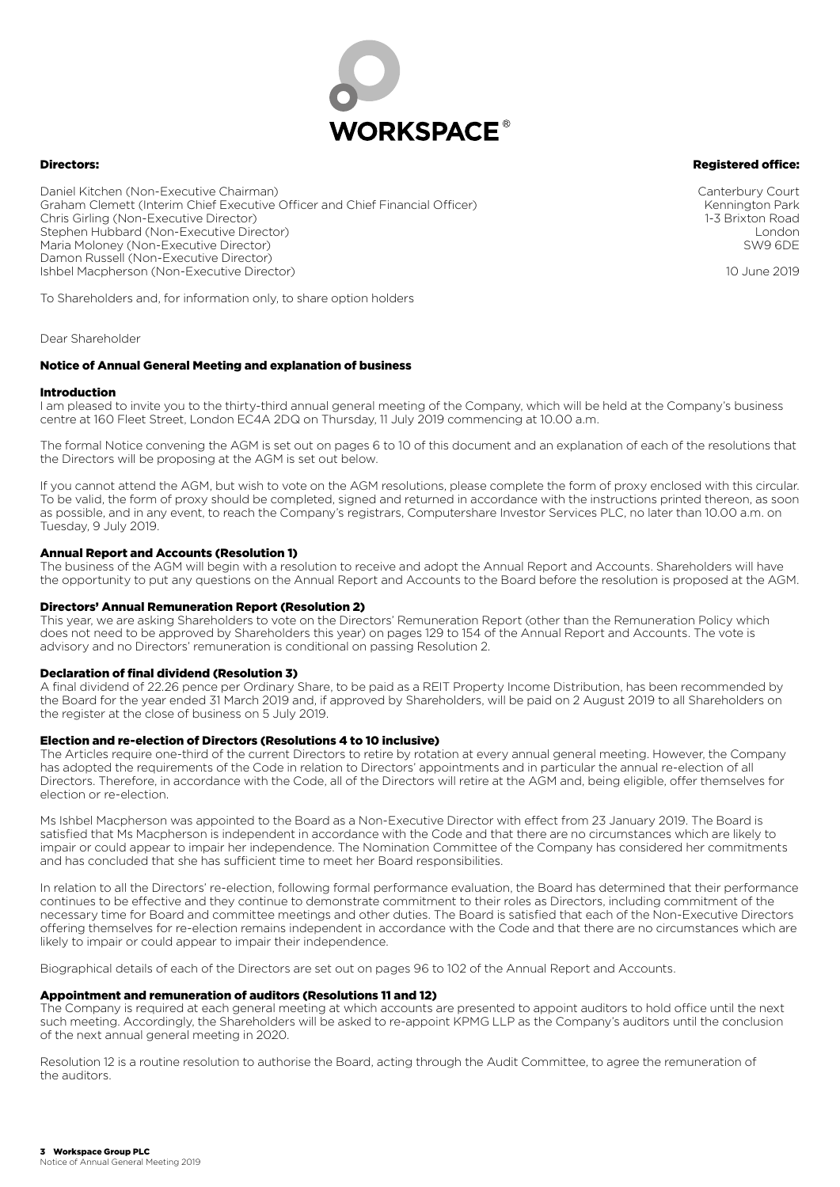**Directors:**

Daniel Kitchen (Non-Executive Chairman)
Graham Clemett (Interim Chief Executive Officer and Chief Financial Officer)
Chris Girling (Non-Executive Director)
Stephen Hubbard (Non-Executive Director)
Maria Moloney (Non-Executive Director)
Damon Russell (Non-Executive Director)
Ishbel Macpherson (Non-Executive Director)

**Registered office:**

Canterbury Court
Kennington Park
1-3 Brixton Road
London
SW9 6DE

10 June 2019

To Shareholders and, for information only, to share option holders

Dear Shareholder

## Notice of Annual General Meeting and explanation of business

### Introduction

I am pleased to invite you to the thirty-third annual general meeting of the Company, which will be held at the Company's business centre at 160 Fleet Street, London EC4A 2DQ on Thursday, 11 July 2019 commencing at 10.00 a.m.

The formal Notice convening the AGM is set out on pages 6 to 10 of this document and an explanation of each of the resolutions that the Directors will be proposing at the AGM is set out below.

If you cannot attend the AGM, but wish to vote on the AGM resolutions, please complete the form of proxy enclosed with this circular. To be valid, the form of proxy should be completed, signed and returned in accordance with the instructions printed thereon, as soon as possible, and in any event, to reach the Company's registrars, Computershare Investor Services PLC, no later than 10.00 a.m. on Tuesday, 9 July 2019.

### Annual Report and Accounts (Resolution 1)

The business of the AGM will begin with a resolution to receive and adopt the Annual Report and Accounts. Shareholders will have the opportunity to put any questions on the Annual Report and Accounts to the Board before the resolution is proposed at the AGM.

### Directors' Annual Remuneration Report (Resolution 2)

This year, we are asking Shareholders to vote on the Directors' Remuneration Report (other than the Remuneration Policy which does not need to be approved by Shareholders this year) on pages 129 to 154 of the Annual Report and Accounts. The vote is advisory and no Directors' remuneration is conditional on passing Resolution 2.

### Declaration of final dividend (Resolution 3)

A final dividend of 22.26 pence per Ordinary Share, to be paid as a REIT Property Income Distribution, has been recommended by the Board for the year ended 31 March 2019 and, if approved by Shareholders, will be paid on 2 August 2019 to all Shareholders on the register at the close of business on 5 July 2019.

### Election and re-election of Directors (Resolutions 4 to 10 inclusive)

The Articles require one-third of the current Directors to retire by rotation at every annual general meeting. However, the Company has adopted the requirements of the Code in relation to Directors' appointments and in particular the annual re-election of all Directors. Therefore, in accordance with the Code, all of the Directors will retire at the AGM and, being eligible, offer themselves for election or re-election.

Ms Ishbel Macpherson was appointed to the Board as a Non-Executive Director with effect from 23 January 2019. The Board is satisfied that Ms Macpherson is independent in accordance with the Code and that there are no circumstances which are likely to impair or could appear to impair her independence. The Nomination Committee of the Company has considered her commitments and has concluded that she has sufficient time to meet her Board responsibilities.

In relation to all the Directors' re-election, following formal performance evaluation, the Board has determined that their performance continues to be effective and they continue to demonstrate commitment to their roles as Directors, including commitment of the necessary time for Board and committee meetings and other duties. The Board is satisfied that each of the Non-Executive Directors offering themselves for re-election remains independent in accordance with the Code and that there are no circumstances which are likely to impair or could appear to impair their independence.

Biographical details of each of the Directors are set out on pages 96 to 102 of the Annual Report and Accounts.

### Appointment and remuneration of auditors (Resolutions 11 and 12)

The Company is required at each general meeting at which accounts are presented to appoint auditors to hold office until the next such meeting. Accordingly, the Shareholders will be asked to re-appoint KPMG LLP as the Company's auditors until the conclusion of the next annual general meeting in 2020.

Resolution 12 is a routine resolution to authorise the Board, acting through the Audit Committee, to agree the remuneration of the auditors.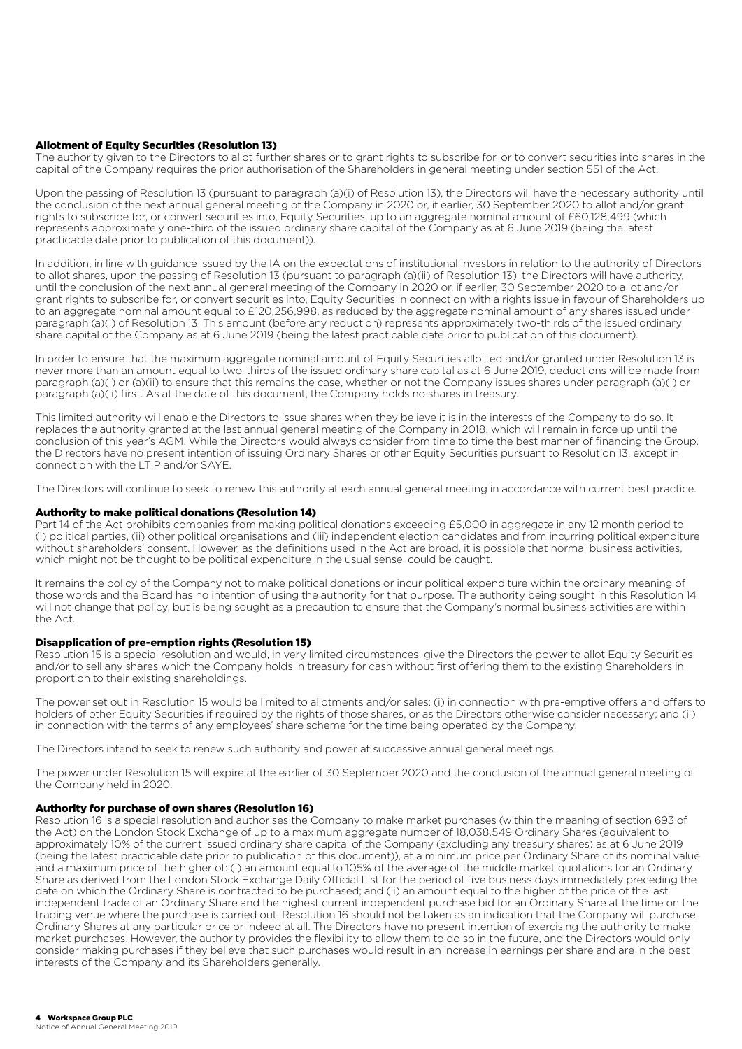### Allotment of Equity Securities (Resolution 13)

The authority given to the Directors to allot further shares or to grant rights to subscribe for, or to convert securities into shares in the capital of the Company requires the prior authorisation of the Shareholders in general meeting under section 551 of the Act.

Upon the passing of Resolution 13 (pursuant to paragraph (a)(i) of Resolution 13), the Directors will have the necessary authority until the conclusion of the next annual general meeting of the Company in 2020 or, if earlier, 30 September 2020 to allot and/or grant rights to subscribe for, or convert securities into, Equity Securities, up to an aggregate nominal amount of £60,128,499 (which represents approximately one-third of the issued ordinary share capital of the Company as at 6 June 2019 (being the latest practicable date prior to publication of this document)).

In addition, in line with guidance issued by the IA on the expectations of institutional investors in relation to the authority of Directors to allot shares, upon the passing of Resolution 13 (pursuant to paragraph (a)(ii) of Resolution 13), the Directors will have authority, until the conclusion of the next annual general meeting of the Company in 2020 or, if earlier, 30 September 2020 to allot and/or grant rights to subscribe for, or convert securities into, Equity Securities in connection with a rights issue in favour of Shareholders up to an aggregate nominal amount equal to £120,256,998, as reduced by the aggregate nominal amount of any shares issued under paragraph (a)(i) of Resolution 13. This amount (before any reduction) represents approximately two-thirds of the issued ordinary share capital of the Company as at 6 June 2019 (being the latest practicable date prior to publication of this document).

In order to ensure that the maximum aggregate nominal amount of Equity Securities allotted and/or granted under Resolution 13 is never more than an amount equal to two-thirds of the issued ordinary share capital as at 6 June 2019, deductions will be made from paragraph (a)(i) or (a)(ii) to ensure that this remains the case, whether or not the Company issues shares under paragraph (a)(i) or paragraph (a)(ii) first. As at the date of this document, the Company holds no shares in treasury.

This limited authority will enable the Directors to issue shares when they believe it is in the interests of the Company to do so. It replaces the authority granted at the last annual general meeting of the Company in 2018, which will remain in force up until the conclusion of this year's AGM. While the Directors would always consider from time to time the best manner of financing the Group, the Directors have no present intention of issuing Ordinary Shares or other Equity Securities pursuant to Resolution 13, except in connection with the LTIP and/or SAYE.

The Directors will continue to seek to renew this authority at each annual general meeting in accordance with current best practice.

### Authority to make political donations (Resolution 14)

Part 14 of the Act prohibits companies from making political donations exceeding £5,000 in aggregate in any 12 month period to (i) political parties, (ii) other political organisations and (iii) independent election candidates and from incurring political expenditure without shareholders' consent. However, as the definitions used in the Act are broad, it is possible that normal business activities, which might not be thought to be political expenditure in the usual sense, could be caught.

It remains the policy of the Company not to make political donations or incur political expenditure within the ordinary meaning of those words and the Board has no intention of using the authority for that purpose. The authority being sought in this Resolution 14 will not change that policy, but is being sought as a precaution to ensure that the Company's normal business activities are within the Act.

### Disapplication of pre-emption rights (Resolution 15)

Resolution 15 is a special resolution and would, in very limited circumstances, give the Directors the power to allot Equity Securities and/or to sell any shares which the Company holds in treasury for cash without first offering them to the existing Shareholders in proportion to their existing shareholdings.

The power set out in Resolution 15 would be limited to allotments and/or sales: (i) in connection with pre-emptive offers and offers to holders of other Equity Securities if required by the rights of those shares, or as the Directors otherwise consider necessary; and (ii) in connection with the terms of any employees' share scheme for the time being operated by the Company.

The Directors intend to seek to renew such authority and power at successive annual general meetings.

The power under Resolution 15 will expire at the earlier of 30 September 2020 and the conclusion of the annual general meeting of the Company held in 2020.

### Authority for purchase of own shares (Resolution 16)

Resolution 16 is a special resolution and authorises the Company to make market purchases (within the meaning of section 693 of the Act) on the London Stock Exchange of up to a maximum aggregate number of 18,038,549 Ordinary Shares (equivalent to approximately 10% of the current issued ordinary share capital of the Company (excluding any treasury shares) as at 6 June 2019 (being the latest practicable date prior to publication of this document)), at a minimum price per Ordinary Share of its nominal value and a maximum price of the higher of: (i) an amount equal to 105% of the average of the middle market quotations for an Ordinary Share as derived from the London Stock Exchange Daily Official List for the period of five business days immediately preceding the date on which the Ordinary Share is contracted to be purchased; and (ii) an amount equal to the higher of the price of the last independent trade of an Ordinary Share and the highest current independent purchase bid for an Ordinary Share at the time on the trading venue where the purchase is carried out. Resolution 16 should not be taken as an indication that the Company will purchase Ordinary Shares at any particular price or indeed at all. The Directors have no present intention of exercising the authority to make market purchases. However, the authority provides the flexibility to allow them to do so in the future, and the Directors would only consider making purchases if they believe that such purchases would result in an increase in earnings per share and are in the best interests of the Company and its Shareholders generally.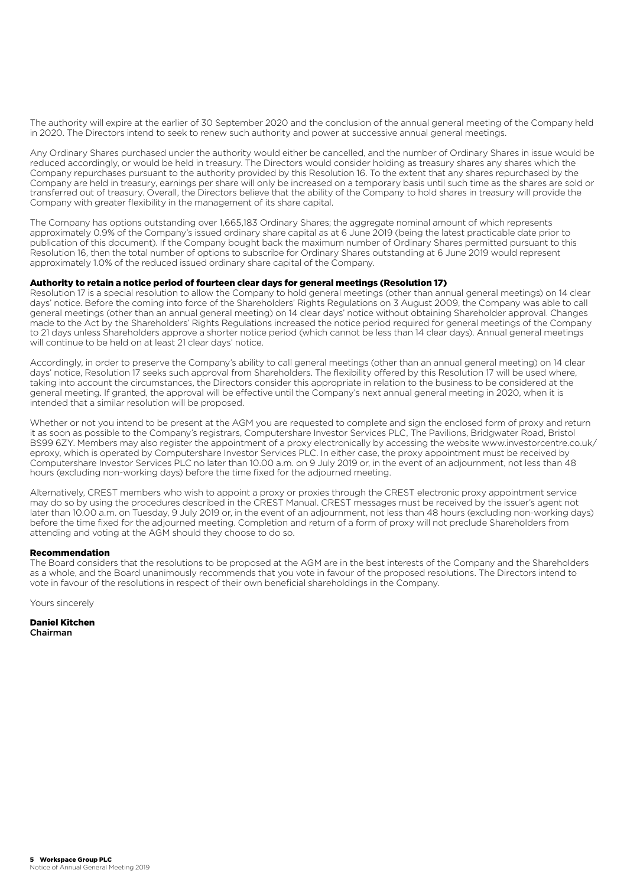The authority will expire at the earlier of 30 September 2020 and the conclusion of the annual general meeting of the Company held in 2020. The Directors intend to seek to renew such authority and power at successive annual general meetings.

Any Ordinary Shares purchased under the authority would either be cancelled, and the number of Ordinary Shares in issue would be reduced accordingly, or would be held in treasury. The Directors would consider holding as treasury shares any shares which the Company repurchases pursuant to the authority provided by this Resolution 16. To the extent that any shares repurchased by the Company are held in treasury, earnings per share will only be increased on a temporary basis until such time as the shares are sold or transferred out of treasury. Overall, the Directors believe that the ability of the Company to hold shares in treasury will provide the Company with greater flexibility in the management of its share capital.

The Company has options outstanding over 1,665,183 Ordinary Shares; the aggregate nominal amount of which represents approximately 0.9% of the Company's issued ordinary share capital as at 6 June 2019 (being the latest practicable date prior to publication of this document). If the Company bought back the maximum number of Ordinary Shares permitted pursuant to this Resolution 16, then the total number of options to subscribe for Ordinary Shares outstanding at 6 June 2019 would represent approximately 1.0% of the reduced issued ordinary share capital of the Company.

**Authority to retain a notice period of fourteen clear days for general meetings (Resolution 17)**

Resolution 17 is a special resolution to allow the Company to hold general meetings (other than annual general meetings) on 14 clear days' notice. Before the coming into force of the Shareholders' Rights Regulations on 3 August 2009, the Company was able to call general meetings (other than an annual general meeting) on 14 clear days' notice without obtaining Shareholder approval. Changes made to the Act by the Shareholders' Rights Regulations increased the notice period required for general meetings of the Company to 21 days unless Shareholders approve a shorter notice period (which cannot be less than 14 clear days). Annual general meetings will continue to be held on at least 21 clear days' notice.

Accordingly, in order to preserve the Company's ability to call general meetings (other than an annual general meeting) on 14 clear days' notice, Resolution 17 seeks such approval from Shareholders. The flexibility offered by this Resolution 17 will be used where, taking into account the circumstances, the Directors consider this appropriate in relation to the business to be considered at the general meeting. If granted, the approval will be effective until the Company's next annual general meeting in 2020, when it is intended that a similar resolution will be proposed.

Whether or not you intend to be present at the AGM you are requested to complete and sign the enclosed form of proxy and return it as soon as possible to the Company's registrars, Computershare Investor Services PLC, The Pavilions, Bridgwater Road, Bristol BS99 6ZY. Members may also register the appointment of a proxy electronically by accessing the website www.investorcentre.co.uk/eproxy, which is operated by Computershare Investor Services PLC. In either case, the proxy appointment must be received by Computershare Investor Services PLC no later than 10.00 a.m. on 9 July 2019 or, in the event of an adjournment, not less than 48 hours (excluding non-working days) before the time fixed for the adjourned meeting.

Alternatively, CREST members who wish to appoint a proxy or proxies through the CREST electronic proxy appointment service may do so by using the procedures described in the CREST Manual. CREST messages must be received by the issuer's agent not later than 10.00 a.m. on Tuesday, 9 July 2019 or, in the event of an adjournment, not less than 48 hours (excluding non-working days) before the time fixed for the adjourned meeting. Completion and return of a form of proxy will not preclude Shareholders from attending and voting at the AGM should they choose to do so.

**Recommendation**

The Board considers that the resolutions to be proposed at the AGM are in the best interests of the Company and the Shareholders as a whole, and the Board unanimously recommends that you vote in favour of the proposed resolutions. The Directors intend to vote in favour of the resolutions in respect of their own beneficial shareholdings in the Company.

Yours sincerely

**Daniel Kitchen**
Chairman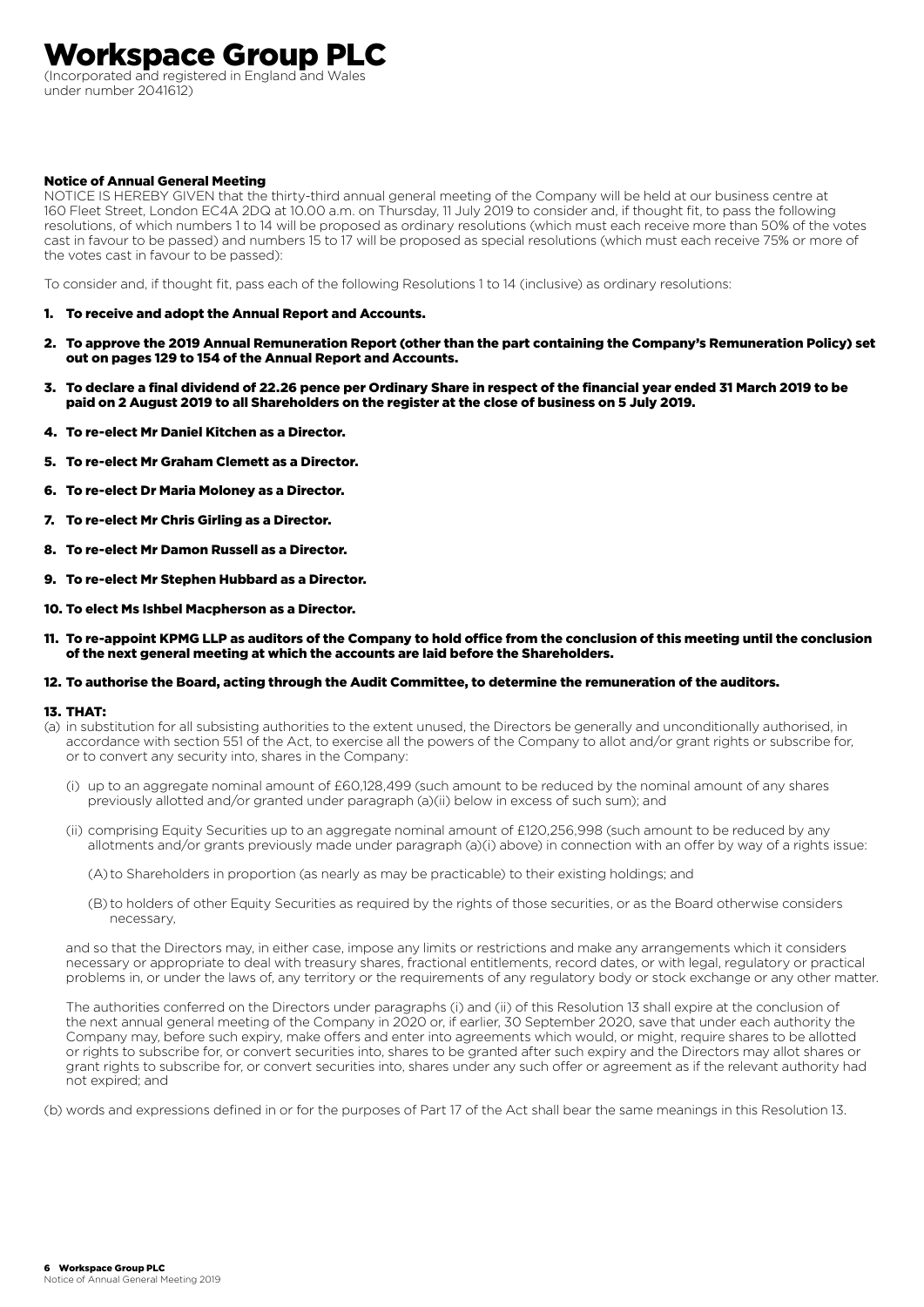# Workspace Group PLC

(Incorporated and registered in England and Wales under number 2041612)

## Notice of Annual General Meeting

NOTICE IS HEREBY GIVEN that the thirty-third annual general meeting of the Company will be held at our business centre at 160 Fleet Street, London EC4A 2DQ at 10.00 a.m. on Thursday, 11 July 2019 to consider and, if thought fit, to pass the following resolutions, of which numbers 1 to 14 will be proposed as ordinary resolutions (which must each receive more than 50% of the votes cast in favour to be passed) and numbers 15 to 17 will be proposed as special resolutions (which must each receive 75% or more of the votes cast in favour to be passed):

To consider and, if thought fit, pass each of the following Resolutions 1 to 14 (inclusive) as ordinary resolutions:

**1. To receive and adopt the Annual Report and Accounts.**

**2. To approve the 2019 Annual Remuneration Report (other than the part containing the Company's Remuneration Policy) set out on pages 129 to 154 of the Annual Report and Accounts.**

**3. To declare a final dividend of 22.26 pence per Ordinary Share in respect of the financial year ended 31 March 2019 to be paid on 2 August 2019 to all Shareholders on the register at the close of business on 5 July 2019.**

**4. To re-elect Mr Daniel Kitchen as a Director.**

**5. To re-elect Mr Graham Clemett as a Director.**

**6. To re-elect Dr Maria Moloney as a Director.**

**7. To re-elect Mr Chris Girling as a Director.**

**8. To re-elect Mr Damon Russell as a Director.**

**9. To re-elect Mr Stephen Hubbard as a Director.**

**10. To elect Ms Ishbel Macpherson as a Director.**

**11. To re-appoint KPMG LLP as auditors of the Company to hold office from the conclusion of this meeting until the conclusion of the next general meeting at which the accounts are laid before the Shareholders.**

**12. To authorise the Board, acting through the Audit Committee, to determine the remuneration of the auditors.**

**13. THAT:**

(a) in substitution for all subsisting authorities to the extent unused, the Directors be generally and unconditionally authorised, in accordance with section 551 of the Act, to exercise all the powers of the Company to allot and/or grant rights or subscribe for, or to convert any security into, shares in the Company:

(i) up to an aggregate nominal amount of £60,128,499 (such amount to be reduced by the nominal amount of any shares previously allotted and/or granted under paragraph (a)(ii) below in excess of such sum); and

(ii) comprising Equity Securities up to an aggregate nominal amount of £120,256,998 (such amount to be reduced by any allotments and/or grants previously made under paragraph (a)(i) above) in connection with an offer by way of a rights issue:

(A) to Shareholders in proportion (as nearly as may be practicable) to their existing holdings; and

(B) to holders of other Equity Securities as required by the rights of those securities, or as the Board otherwise considers necessary,

and so that the Directors may, in either case, impose any limits or restrictions and make any arrangements which it considers necessary or appropriate to deal with treasury shares, fractional entitlements, record dates, or with legal, regulatory or practical problems in, or under the laws of, any territory or the requirements of any regulatory body or stock exchange or any other matter.

The authorities conferred on the Directors under paragraphs (i) and (ii) of this Resolution 13 shall expire at the conclusion of the next annual general meeting of the Company in 2020 or, if earlier, 30 September 2020, save that under each authority the Company may, before such expiry, make offers and enter into agreements which would, or might, require shares to be allotted or rights to subscribe for, or convert securities into, shares to be granted after such expiry and the Directors may allot shares or grant rights to subscribe for, or convert securities into, shares under any such offer or agreement as if the relevant authority had not expired; and

(b) words and expressions defined in or for the purposes of Part 17 of the Act shall bear the same meanings in this Resolution 13.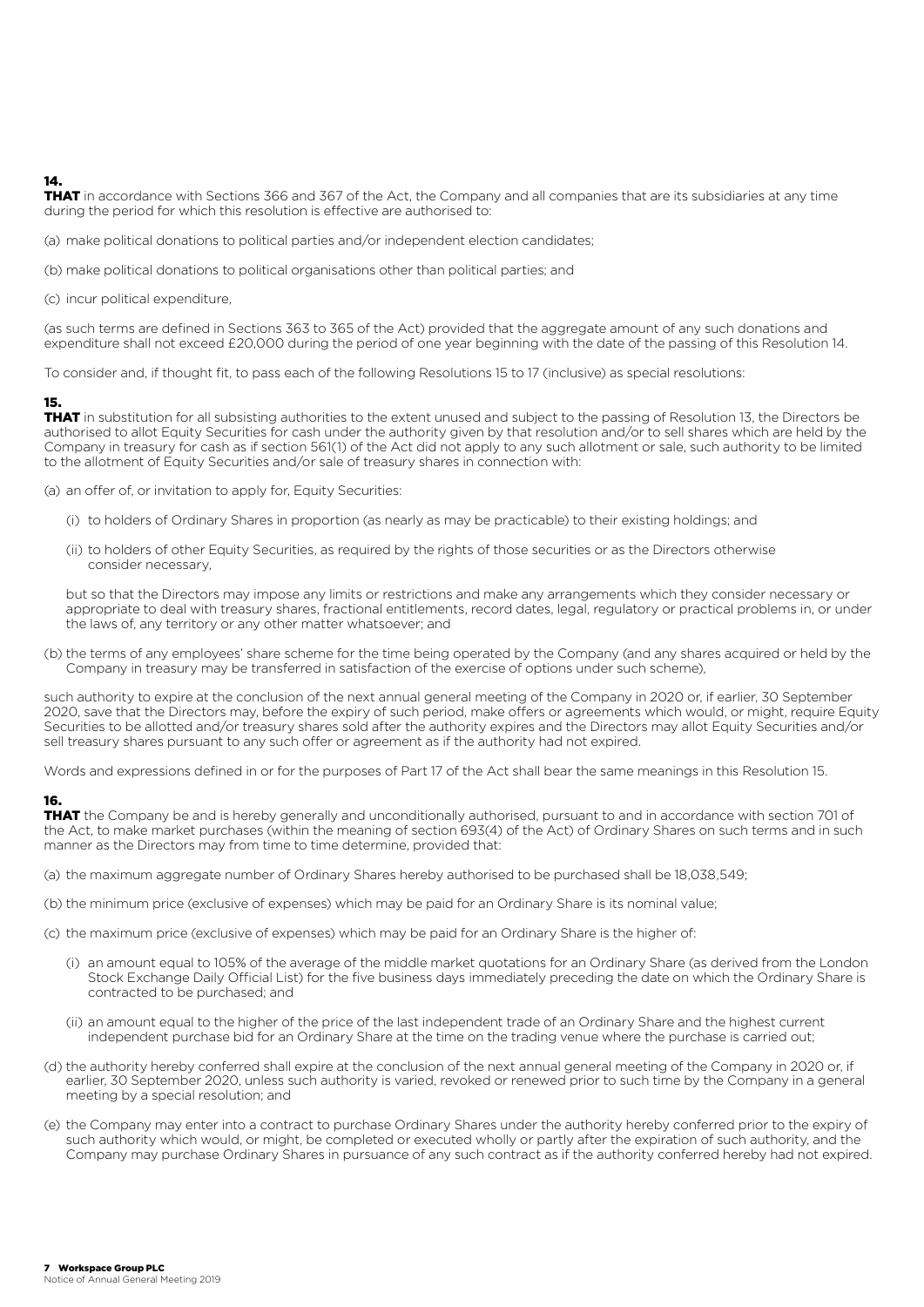### 14.

**THAT** in accordance with Sections 366 and 367 of the Act, the Company and all companies that are its subsidiaries at any time during the period for which this resolution is effective are authorised to:

(a) make political donations to political parties and/or independent election candidates;

(b) make political donations to political organisations other than political parties; and

(c) incur political expenditure,

(as such terms are defined in Sections 363 to 365 of the Act) provided that the aggregate amount of any such donations and expenditure shall not exceed £20,000 during the period of one year beginning with the date of the passing of this Resolution 14.

To consider and, if thought fit, to pass each of the following Resolutions 15 to 17 (inclusive) as special resolutions:

### 15.

**THAT** in substitution for all subsisting authorities to the extent unused and subject to the passing of Resolution 13, the Directors be authorised to allot Equity Securities for cash under the authority given by that resolution and/or to sell shares which are held by the Company in treasury for cash as if section 561(1) of the Act did not apply to any such allotment or sale, such authority to be limited to the allotment of Equity Securities and/or sale of treasury shares in connection with:

(a) an offer of, or invitation to apply for, Equity Securities:

- (i) to holders of Ordinary Shares in proportion (as nearly as may be practicable) to their existing holdings; and
- (ii) to holders of other Equity Securities, as required by the rights of those securities or as the Directors otherwise consider necessary,

but so that the Directors may impose any limits or restrictions and make any arrangements which they consider necessary or appropriate to deal with treasury shares, fractional entitlements, record dates, legal, regulatory or practical problems in, or under the laws of, any territory or any other matter whatsoever; and

(b) the terms of any employees' share scheme for the time being operated by the Company (and any shares acquired or held by the Company in treasury may be transferred in satisfaction of the exercise of options under such scheme),

such authority to expire at the conclusion of the next annual general meeting of the Company in 2020 or, if earlier, 30 September 2020, save that the Directors may, before the expiry of such period, make offers or agreements which would, or might, require Equity Securities to be allotted and/or treasury shares sold after the authority expires and the Directors may allot Equity Securities and/or sell treasury shares pursuant to any such offer or agreement as if the authority had not expired.

Words and expressions defined in or for the purposes of Part 17 of the Act shall bear the same meanings in this Resolution 15.

### 16.

**THAT** the Company be and is hereby generally and unconditionally authorised, pursuant to and in accordance with section 701 of the Act, to make market purchases (within the meaning of section 693(4) of the Act) of Ordinary Shares on such terms and in such manner as the Directors may from time to time determine, provided that:

(a) the maximum aggregate number of Ordinary Shares hereby authorised to be purchased shall be 18,038,549;

(b) the minimum price (exclusive of expenses) which may be paid for an Ordinary Share is its nominal value;

(c) the maximum price (exclusive of expenses) which may be paid for an Ordinary Share is the higher of:

- (i) an amount equal to 105% of the average of the middle market quotations for an Ordinary Share (as derived from the London Stock Exchange Daily Official List) for the five business days immediately preceding the date on which the Ordinary Share is contracted to be purchased; and
- (ii) an amount equal to the higher of the price of the last independent trade of an Ordinary Share and the highest current independent purchase bid for an Ordinary Share at the time on the trading venue where the purchase is carried out;

(d) the authority hereby conferred shall expire at the conclusion of the next annual general meeting of the Company in 2020 or, if earlier, 30 September 2020, unless such authority is varied, revoked or renewed prior to such time by the Company in a general meeting by a special resolution; and

(e) the Company may enter into a contract to purchase Ordinary Shares under the authority hereby conferred prior to the expiry of such authority which would, or might, be completed or executed wholly or partly after the expiration of such authority, and the Company may purchase Ordinary Shares in pursuance of any such contract as if the authority conferred hereby had not expired.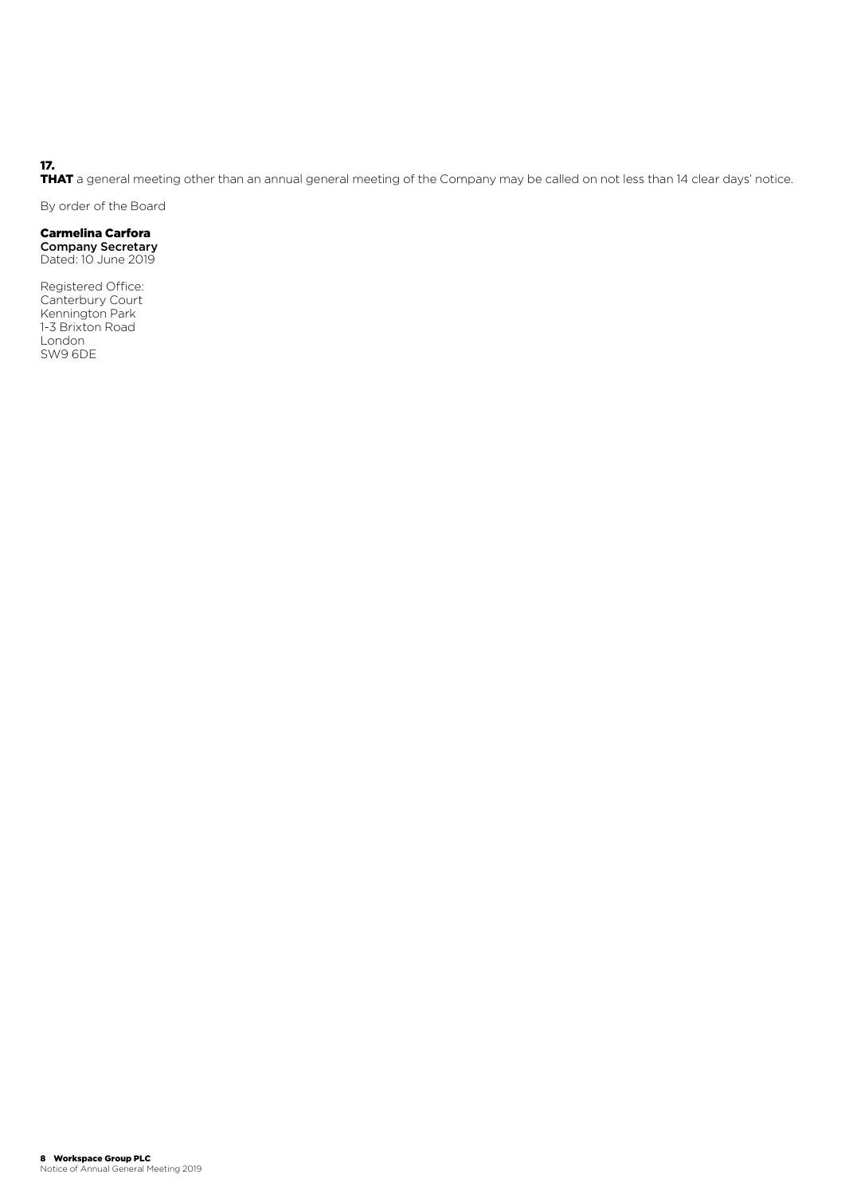**17.**
**THAT** a general meeting other than an annual general meeting of the Company may be called on not less than 14 clear days' notice.

By order of the Board

**Carmelina Carfora**
**Company Secretary**
Dated: 10 June 2019

Registered Office:
Canterbury Court
Kennington Park
1-3 Brixton Road
London
SW9 6DE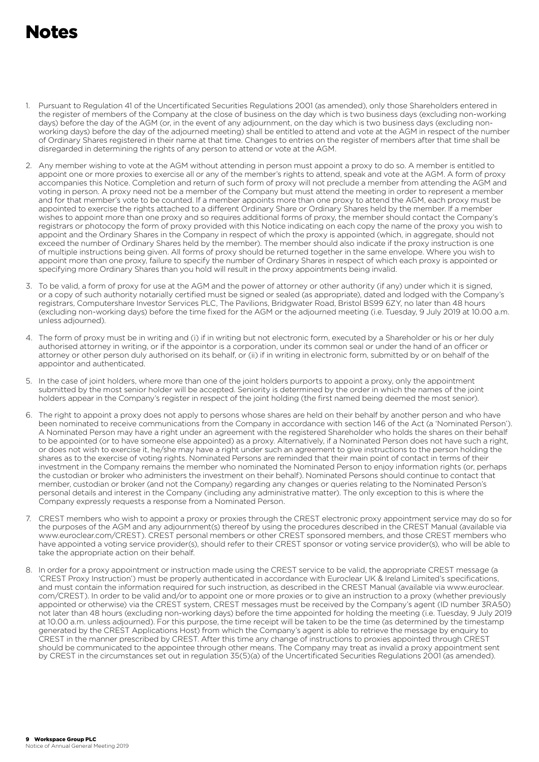# Notes

1. Pursuant to Regulation 41 of the Uncertificated Securities Regulations 2001 (as amended), only those Shareholders entered in the register of members of the Company at the close of business on the day which is two business days (excluding non-working days) before the day of the AGM (or, in the event of any adjournment, on the day which is two business days (excluding non-working days) before the day of the adjourned meeting) shall be entitled to attend and vote at the AGM in respect of the number of Ordinary Shares registered in their name at that time. Changes to entries on the register of members after that time shall be disregarded in determining the rights of any person to attend or vote at the AGM.

2. Any member wishing to vote at the AGM without attending in person must appoint a proxy to do so. A member is entitled to appoint one or more proxies to exercise all or any of the member's rights to attend, speak and vote at the AGM. A form of proxy accompanies this Notice. Completion and return of such form of proxy will not preclude a member from attending the AGM and voting in person. A proxy need not be a member of the Company but must attend the meeting in order to represent a member and for that member's vote to be counted. If a member appoints more than one proxy to attend the AGM, each proxy must be appointed to exercise the rights attached to a different Ordinary Share or Ordinary Shares held by the member. If a member wishes to appoint more than one proxy and so requires additional forms of proxy, the member should contact the Company's registrars or photocopy the form of proxy provided with this Notice indicating on each copy the name of the proxy you wish to appoint and the Ordinary Shares in the Company in respect of which the proxy is appointed (which, in aggregate, should not exceed the number of Ordinary Shares held by the member). The member should also indicate if the proxy instruction is one of multiple instructions being given. All forms of proxy should be returned together in the same envelope. Where you wish to appoint more than one proxy, failure to specify the number of Ordinary Shares in respect of which each proxy is appointed or specifying more Ordinary Shares than you hold will result in the proxy appointments being invalid.

3. To be valid, a form of proxy for use at the AGM and the power of attorney or other authority (if any) under which it is signed, or a copy of such authority notarially certified must be signed or sealed (as appropriate), dated and lodged with the Company's registrars, Computershare Investor Services PLC, The Pavilions, Bridgwater Road, Bristol BS99 6ZY, no later than 48 hours (excluding non-working days) before the time fixed for the AGM or the adjourned meeting (i.e. Tuesday, 9 July 2019 at 10.00 a.m. unless adjourned).

4. The form of proxy must be in writing and (i) if in writing but not electronic form, executed by a Shareholder or his or her duly authorised attorney in writing, or if the appointor is a corporation, under its common seal or under the hand of an officer or attorney or other person duly authorised on its behalf, or (ii) if in writing in electronic form, submitted by or on behalf of the appointor and authenticated.

5. In the case of joint holders, where more than one of the joint holders purports to appoint a proxy, only the appointment submitted by the most senior holder will be accepted. Seniority is determined by the order in which the names of the joint holders appear in the Company's register in respect of the joint holding (the first named being deemed the most senior).

6. The right to appoint a proxy does not apply to persons whose shares are held on their behalf by another person and who have been nominated to receive communications from the Company in accordance with section 146 of the Act (a 'Nominated Person'). A Nominated Person may have a right under an agreement with the registered Shareholder who holds the shares on their behalf to be appointed (or to have someone else appointed) as a proxy. Alternatively, if a Nominated Person does not have such a right, or does not wish to exercise it, he/she may have a right under such an agreement to give instructions to the person holding the shares as to the exercise of voting rights. Nominated Persons are reminded that their main point of contact in terms of their investment in the Company remains the member who nominated the Nominated Person to enjoy information rights (or, perhaps the custodian or broker who administers the investment on their behalf). Nominated Persons should continue to contact that member, custodian or broker (and not the Company) regarding any changes or queries relating to the Nominated Person's personal details and interest in the Company (including any administrative matter). The only exception to this is where the Company expressly requests a response from a Nominated Person.

7. CREST members who wish to appoint a proxy or proxies through the CREST electronic proxy appointment service may do so for the purposes of the AGM and any adjournment(s) thereof by using the procedures described in the CREST Manual (available via www.euroclear.com/CREST). CREST personal members or other CREST sponsored members, and those CREST members who have appointed a voting service provider(s), should refer to their CREST sponsor or voting service provider(s), who will be able to take the appropriate action on their behalf.

8. In order for a proxy appointment or instruction made using the CREST service to be valid, the appropriate CREST message (a 'CREST Proxy Instruction') must be properly authenticated in accordance with Euroclear UK & Ireland Limited's specifications, and must contain the information required for such instruction, as described in the CREST Manual (available via www.euroclear.com/CREST). In order to be valid and/or to appoint one or more proxies or to give an instruction to a proxy (whether previously appointed or otherwise) via the CREST system, CREST messages must be received by the Company's agent (ID number 3RA50) not later than 48 hours (excluding non-working days) before the time appointed for holding the meeting (i.e. Tuesday, 9 July 2019 at 10.00 a.m. unless adjourned). For this purpose, the time receipt will be taken to be the time (as determined by the timestamp generated by the CREST Applications Host) from which the Company's agent is able to retrieve the message by enquiry to CREST in the manner prescribed by CREST. After this time any change of instructions to proxies appointed through CREST should be communicated to the appointee through other means. The Company may treat as invalid a proxy appointment sent by CREST in the circumstances set out in regulation 35(5)(a) of the Uncertificated Securities Regulations 2001 (as amended).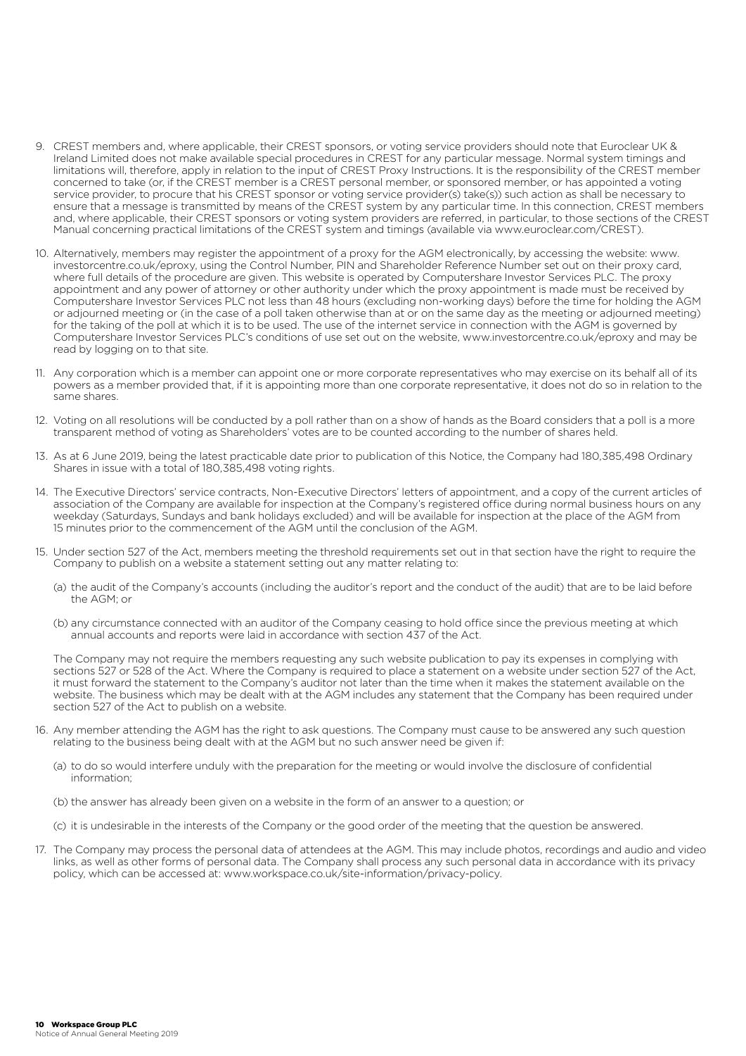9. CREST members and, where applicable, their CREST sponsors, or voting service providers should note that Euroclear UK & Ireland Limited does not make available special procedures in CREST for any particular message. Normal system timings and limitations will, therefore, apply in relation to the input of CREST Proxy Instructions. It is the responsibility of the CREST member concerned to take (or, if the CREST member is a CREST personal member, or sponsored member, or has appointed a voting service provider, to procure that his CREST sponsor or voting service provider(s) take(s)) such action as shall be necessary to ensure that a message is transmitted by means of the CREST system by any particular time. In this connection, CREST members and, where applicable, their CREST sponsors or voting system providers are referred, in particular, to those sections of the CREST Manual concerning practical limitations of the CREST system and timings (available via www.euroclear.com/CREST).

10. Alternatively, members may register the appointment of a proxy for the AGM electronically, by accessing the website: www.investorcentre.co.uk/eproxy, using the Control Number, PIN and Shareholder Reference Number set out on their proxy card, where full details of the procedure are given. This website is operated by Computershare Investor Services PLC. The proxy appointment and any power of attorney or other authority under which the proxy appointment is made must be received by Computershare Investor Services PLC not less than 48 hours (excluding non-working days) before the time for holding the AGM or adjourned meeting or (in the case of a poll taken otherwise than at or on the same day as the meeting or adjourned meeting) for the taking of the poll at which it is to be used. The use of the internet service in connection with the AGM is governed by Computershare Investor Services PLC's conditions of use set out on the website, www.investorcentre.co.uk/eproxy and may be read by logging on to that site.

11. Any corporation which is a member can appoint one or more corporate representatives who may exercise on its behalf all of its powers as a member provided that, if it is appointing more than one corporate representative, it does not do so in relation to the same shares.

12. Voting on all resolutions will be conducted by a poll rather than on a show of hands as the Board considers that a poll is a more transparent method of voting as Shareholders' votes are to be counted according to the number of shares held.

13. As at 6 June 2019, being the latest practicable date prior to publication of this Notice, the Company had 180,385,498 Ordinary Shares in issue with a total of 180,385,498 voting rights.

14. The Executive Directors' service contracts, Non-Executive Directors' letters of appointment, and a copy of the current articles of association of the Company are available for inspection at the Company's registered office during normal business hours on any weekday (Saturdays, Sundays and bank holidays excluded) and will be available for inspection at the place of the AGM from 15 minutes prior to the commencement of the AGM until the conclusion of the AGM.

15. Under section 527 of the Act, members meeting the threshold requirements set out in that section have the right to require the Company to publish on a website a statement setting out any matter relating to:

    (a) the audit of the Company's accounts (including the auditor's report and the conduct of the audit) that are to be laid before the AGM; or

    (b) any circumstance connected with an auditor of the Company ceasing to hold office since the previous meeting at which annual accounts and reports were laid in accordance with section 437 of the Act.

    The Company may not require the members requesting any such website publication to pay its expenses in complying with sections 527 or 528 of the Act. Where the Company is required to place a statement on a website under section 527 of the Act, it must forward the statement to the Company's auditor not later than the time when it makes the statement available on the website. The business which may be dealt with at the AGM includes any statement that the Company has been required under section 527 of the Act to publish on a website.

16. Any member attending the AGM has the right to ask questions. The Company must cause to be answered any such question relating to the business being dealt with at the AGM but no such answer need be given if:

    (a) to do so would interfere unduly with the preparation for the meeting or would involve the disclosure of confidential information;

    (b) the answer has already been given on a website in the form of an answer to a question; or

    (c) it is undesirable in the interests of the Company or the good order of the meeting that the question be answered.

17. The Company may process the personal data of attendees at the AGM. This may include photos, recordings and audio and video links, as well as other forms of personal data. The Company shall process any such personal data in accordance with its privacy policy, which can be accessed at: www.workspace.co.uk/site-information/privacy-policy.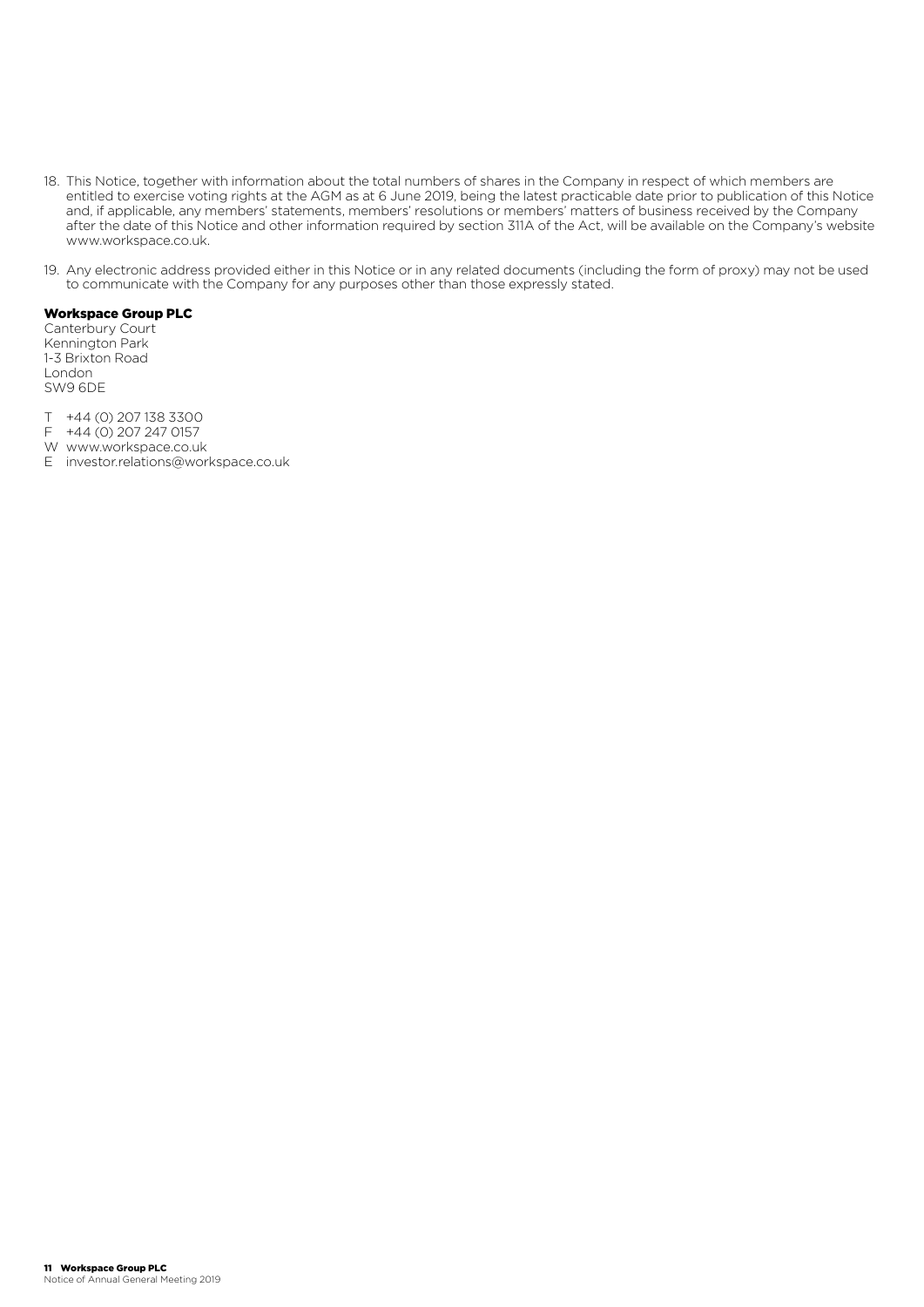18. This Notice, together with information about the total numbers of shares in the Company in respect of which members are entitled to exercise voting rights at the AGM as at 6 June 2019, being the latest practicable date prior to publication of this Notice and, if applicable, any members' statements, members' resolutions or members' matters of business received by the Company after the date of this Notice and other information required by section 311A of the Act, will be available on the Company's website www.workspace.co.uk.

19. Any electronic address provided either in this Notice or in any related documents (including the form of proxy) may not be used to communicate with the Company for any purposes other than those expressly stated.

**Workspace Group PLC**
Canterbury Court
Kennington Park
1-3 Brixton Road
London
SW9 6DE

T +44 (0) 207 138 3300
F +44 (0) 207 247 0157
W www.workspace.co.uk
E investor.relations@workspace.co.uk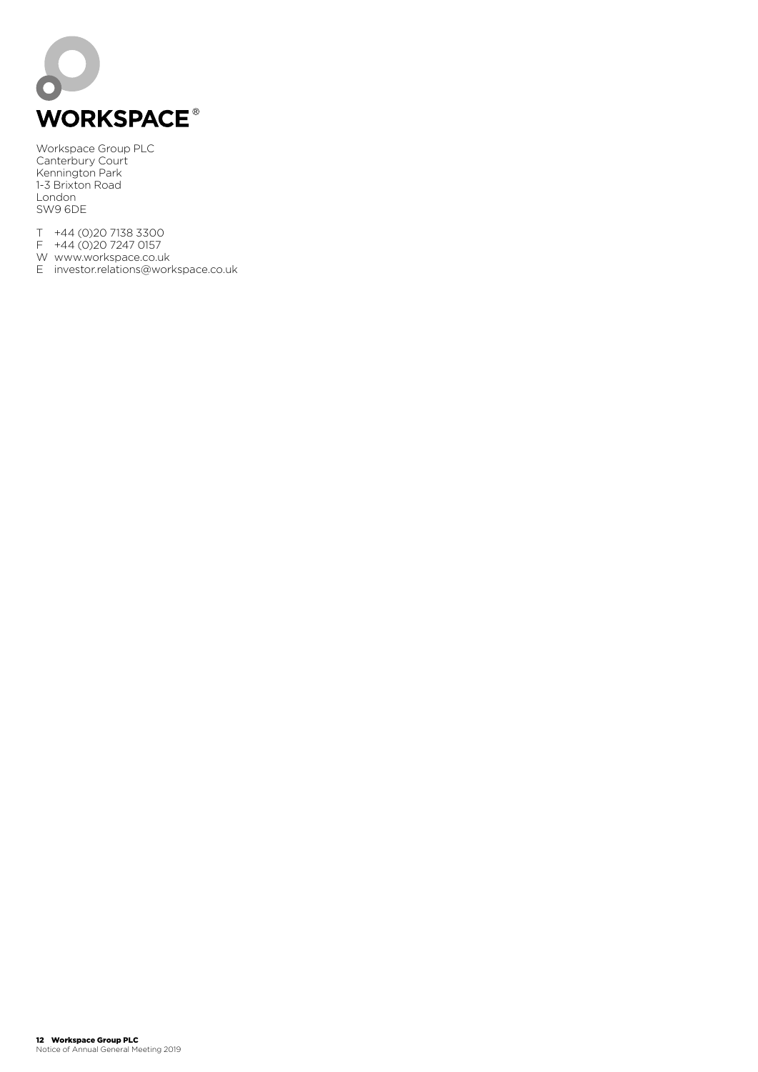# WORKSPACE®

Workspace Group PLC
Canterbury Court
Kennington Park
1-3 Brixton Road
London
SW9 6DE

T +44 (0)20 7138 3300
F +44 (0)20 7247 0157
W www.workspace.co.uk
E investor.relations@workspace.co.uk